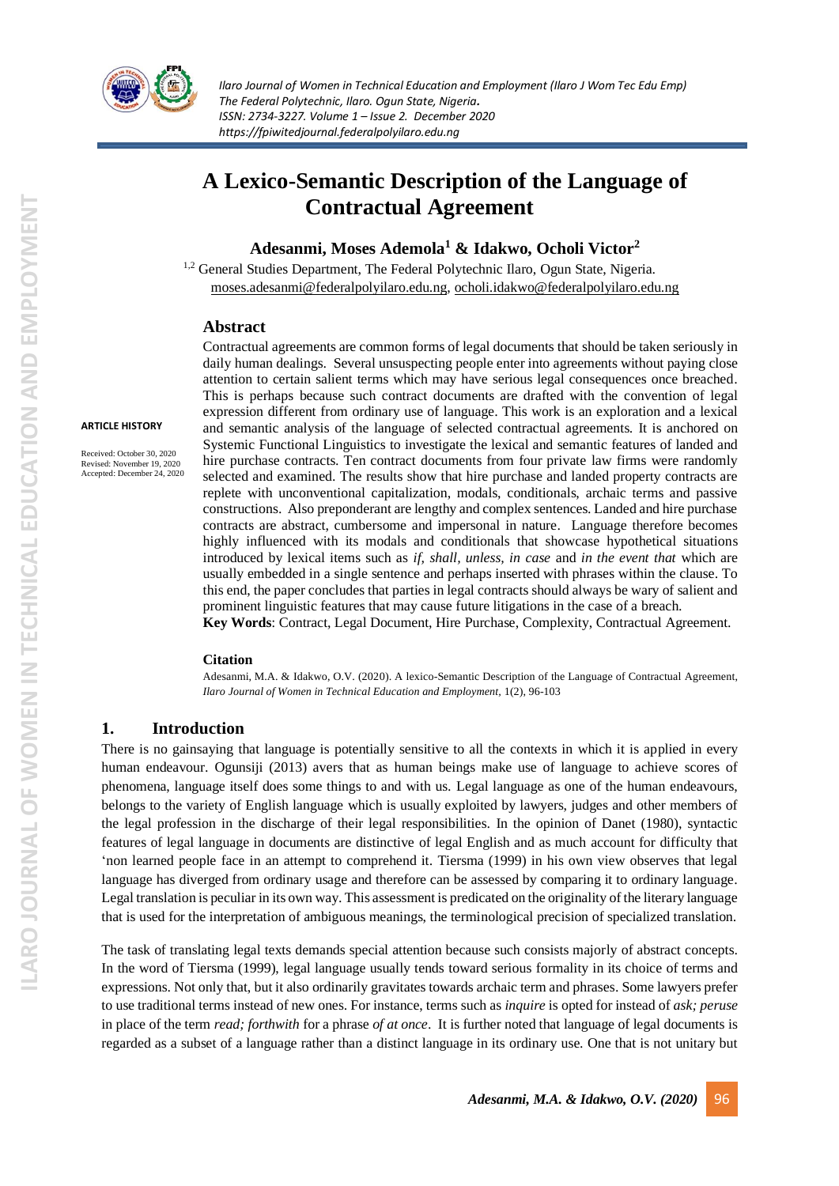# A Lexico-Semantic Description of the Language of Contractual Agreement

**Adesanmi, Moses Ademola[1] & Idakwo, Ocholi Victor[2]**

[1,2] General Studies Department, The Federal Polytechnic Ilaro, Ogun State, Nigeria.
moses.adesanmi@federalpolyilaro.edu.ng, ocholi.idakwo@federalpolyilaro.edu.ng

**ARTICLE HISTORY**

Received: October 30, 2020
Revised: November 19, 2020
Accepted: December 24, 2020

## Abstract

Contractual agreements are common forms of legal documents that should be taken seriously in daily human dealings. Several unsuspecting people enter into agreements without paying close attention to certain salient terms which may have serious legal consequences once breached. This is perhaps because such contract documents are drafted with the convention of legal expression different from ordinary use of language. This work is an exploration and a lexical and semantic analysis of the language of selected contractual agreements. It is anchored on Systemic Functional Linguistics to investigate the lexical and semantic features of landed and hire purchase contracts. Ten contract documents from four private law firms were randomly selected and examined. The results show that hire purchase and landed property contracts are replete with unconventional capitalization, modals, conditionals, archaic terms and passive constructions. Also preponderant are lengthy and complex sentences. Landed and hire purchase contracts are abstract, cumbersome and impersonal in nature. Language therefore becomes highly influenced with its modals and conditionals that showcase hypothetical situations introduced by lexical items such as *if, shall, unless, in case* and *in the event that* which are usually embedded in a single sentence and perhaps inserted with phrases within the clause. To this end, the paper concludes that parties in legal contracts should always be wary of salient and prominent linguistic features that may cause future litigations in the case of a breach.

**Key Words**: Contract, Legal Document, Hire Purchase, Complexity, Contractual Agreement.

### Citation

Adesanmi, M.A. & Idakwo, O.V. (2020). A lexico-Semantic Description of the Language of Contractual Agreement, *Ilaro Journal of Women in Technical Education and Employment*, 1(2), 96-103

## 1. Introduction

There is no gainsaying that language is potentially sensitive to all the contexts in which it is applied in every human endeavour. Ogunsiji (2013) avers that as human beings make use of language to achieve scores of phenomena, language itself does some things to and with us. Legal language as one of the human endeavours, belongs to the variety of English language which is usually exploited by lawyers, judges and other members of the legal profession in the discharge of their legal responsibilities. In the opinion of Danet (1980), syntactic features of legal language in documents are distinctive of legal English and as much account for difficulty that 'non learned people face in an attempt to comprehend it. Tiersma (1999) in his own view observes that legal language has diverged from ordinary usage and therefore can be assessed by comparing it to ordinary language. Legal translation is peculiar in its own way. This assessment is predicated on the originality of the literary language that is used for the interpretation of ambiguous meanings, the terminological precision of specialized translation.

The task of translating legal texts demands special attention because such consists majorly of abstract concepts. In the word of Tiersma (1999), legal language usually tends toward serious formality in its choice of terms and expressions. Not only that, but it also ordinarily gravitates towards archaic term and phrases. Some lawyers prefer to use traditional terms instead of new ones. For instance, terms such as *inquire* is opted for instead of *ask; peruse* in place of the term *read; forthwith* for a phrase *of at once*. It is further noted that language of legal documents is regarded as a subset of a language rather than a distinct language in its ordinary use. One that is not unitary but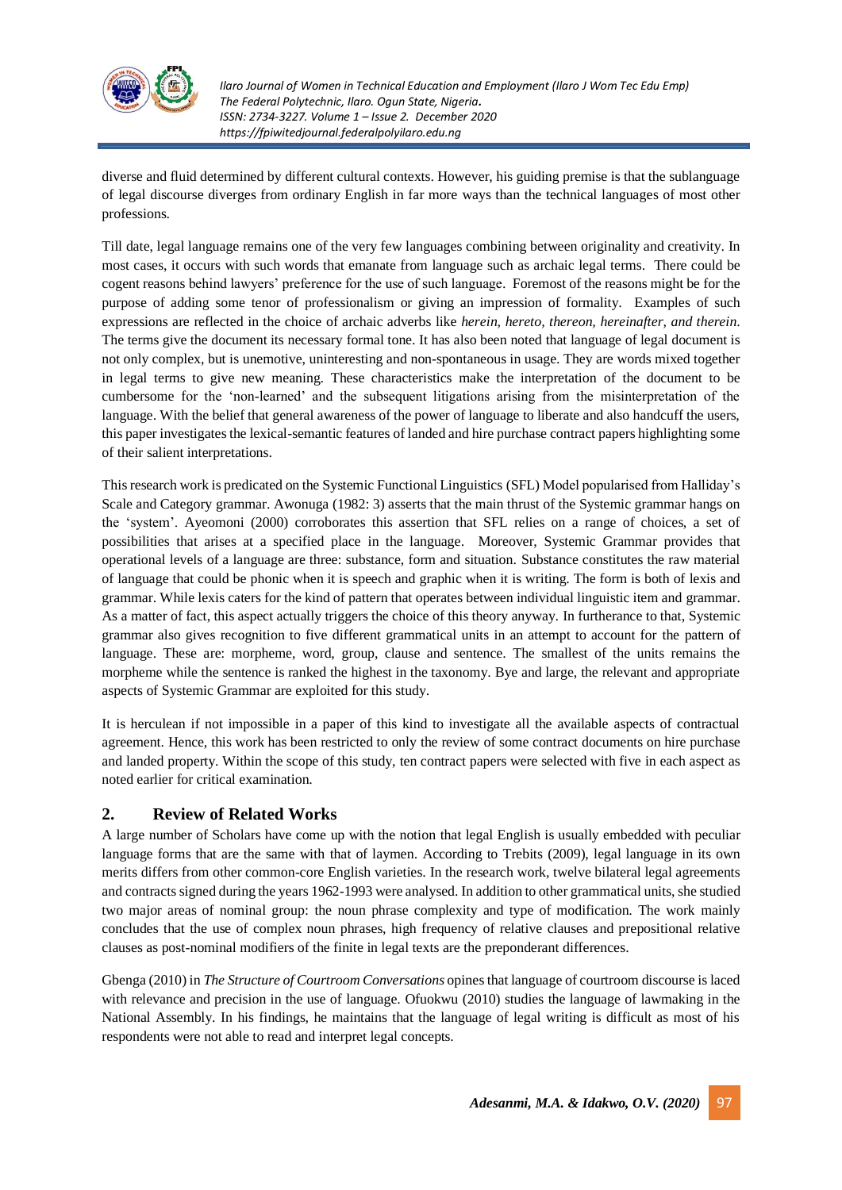diverse and fluid determined by different cultural contexts. However, his guiding premise is that the sublanguage of legal discourse diverges from ordinary English in far more ways than the technical languages of most other professions.

Till date, legal language remains one of the very few languages combining between originality and creativity. In most cases, it occurs with such words that emanate from language such as archaic legal terms. There could be cogent reasons behind lawyers' preference for the use of such language. Foremost of the reasons might be for the purpose of adding some tenor of professionalism or giving an impression of formality. Examples of such expressions are reflected in the choice of archaic adverbs like *herein, hereto, thereon, hereinafter, and therein.* The terms give the document its necessary formal tone. It has also been noted that language of legal document is not only complex, but is unemotive, uninteresting and non-spontaneous in usage. They are words mixed together in legal terms to give new meaning. These characteristics make the interpretation of the document to be cumbersome for the 'non-learned' and the subsequent litigations arising from the misinterpretation of the language. With the belief that general awareness of the power of language to liberate and also handcuff the users, this paper investigates the lexical-semantic features of landed and hire purchase contract papers highlighting some of their salient interpretations.

This research work is predicated on the Systemic Functional Linguistics (SFL) Model popularised from Halliday's Scale and Category grammar. Awonuga (1982: 3) asserts that the main thrust of the Systemic grammar hangs on the 'system'. Ayeomoni (2000) corroborates this assertion that SFL relies on a range of choices, a set of possibilities that arises at a specified place in the language. Moreover, Systemic Grammar provides that operational levels of a language are three: substance, form and situation. Substance constitutes the raw material of language that could be phonic when it is speech and graphic when it is writing. The form is both of lexis and grammar. While lexis caters for the kind of pattern that operates between individual linguistic item and grammar. As a matter of fact, this aspect actually triggers the choice of this theory anyway. In furtherance to that, Systemic grammar also gives recognition to five different grammatical units in an attempt to account for the pattern of language. These are: morpheme, word, group, clause and sentence. The smallest of the units remains the morpheme while the sentence is ranked the highest in the taxonomy. Bye and large, the relevant and appropriate aspects of Systemic Grammar are exploited for this study.

It is herculean if not impossible in a paper of this kind to investigate all the available aspects of contractual agreement. Hence, this work has been restricted to only the review of some contract documents on hire purchase and landed property. Within the scope of this study, ten contract papers were selected with five in each aspect as noted earlier for critical examination.

## 2. Review of Related Works

A large number of Scholars have come up with the notion that legal English is usually embedded with peculiar language forms that are the same with that of laymen. According to Trebits (2009), legal language in its own merits differs from other common-core English varieties. In the research work, twelve bilateral legal agreements and contracts signed during the years 1962-1993 were analysed. In addition to other grammatical units, she studied two major areas of nominal group: the noun phrase complexity and type of modification. The work mainly concludes that the use of complex noun phrases, high frequency of relative clauses and prepositional relative clauses as post-nominal modifiers of the finite in legal texts are the preponderant differences.

Gbenga (2010) in *The Structure of Courtroom Conversations* opines that language of courtroom discourse is laced with relevance and precision in the use of language. Ofuokwu (2010) studies the language of lawmaking in the National Assembly. In his findings, he maintains that the language of legal writing is difficult as most of his respondents were not able to read and interpret legal concepts.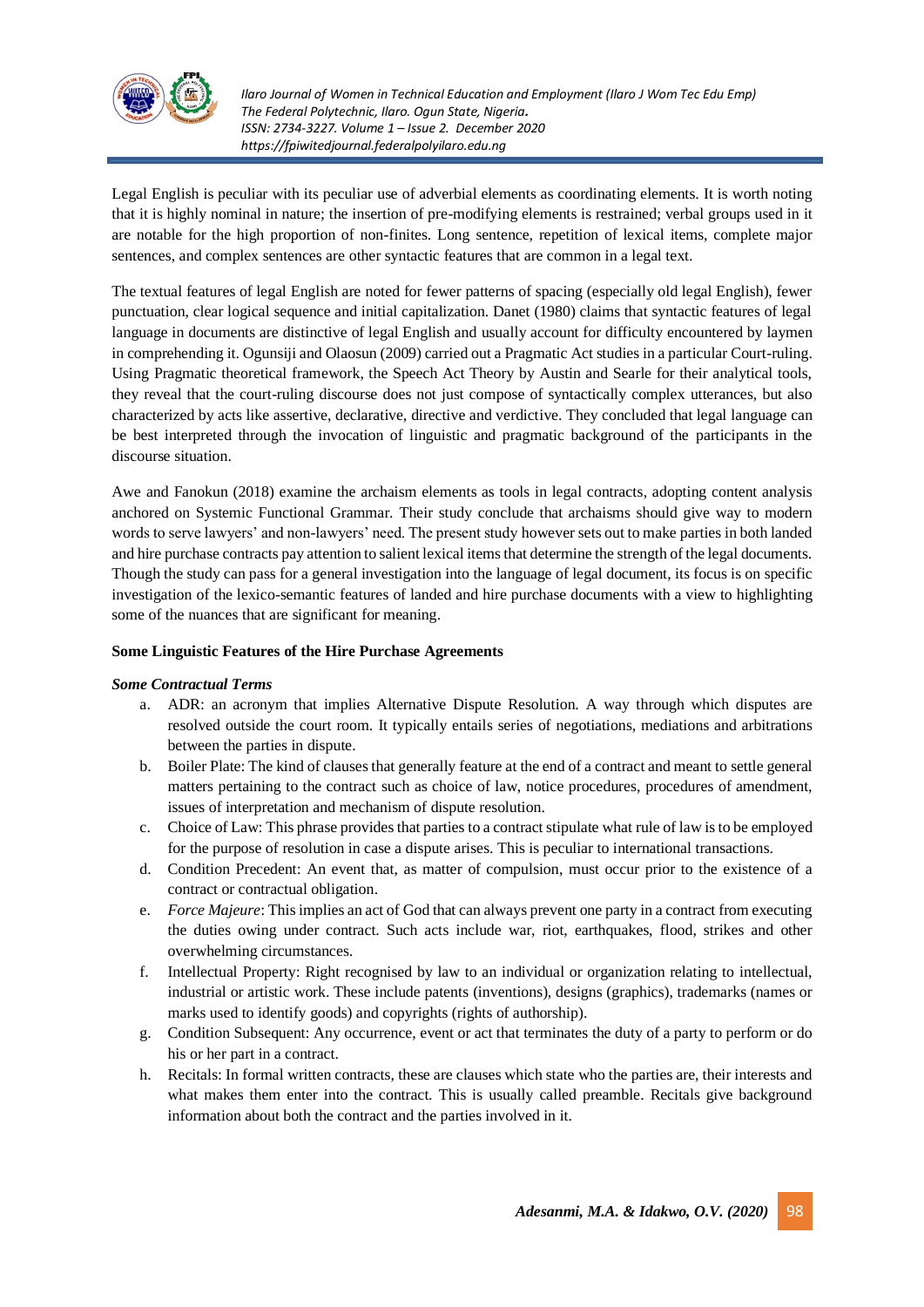Legal English is peculiar with its peculiar use of adverbial elements as coordinating elements. It is worth noting that it is highly nominal in nature; the insertion of pre-modifying elements is restrained; verbal groups used in it are notable for the high proportion of non-finites. Long sentence, repetition of lexical items, complete major sentences, and complex sentences are other syntactic features that are common in a legal text.

The textual features of legal English are noted for fewer patterns of spacing (especially old legal English), fewer punctuation, clear logical sequence and initial capitalization. Danet (1980) claims that syntactic features of legal language in documents are distinctive of legal English and usually account for difficulty encountered by laymen in comprehending it. Ogunsiji and Olaosun (2009) carried out a Pragmatic Act studies in a particular Court-ruling. Using Pragmatic theoretical framework, the Speech Act Theory by Austin and Searle for their analytical tools, they reveal that the court-ruling discourse does not just compose of syntactically complex utterances, but also characterized by acts like assertive, declarative, directive and verdictive. They concluded that legal language can be best interpreted through the invocation of linguistic and pragmatic background of the participants in the discourse situation.

Awe and Fanokun (2018) examine the archaism elements as tools in legal contracts, adopting content analysis anchored on Systemic Functional Grammar. Their study conclude that archaisms should give way to modern words to serve lawyers' and non-lawyers' need. The present study however sets out to make parties in both landed and hire purchase contracts pay attention to salient lexical items that determine the strength of the legal documents. Though the study can pass for a general investigation into the language of legal document, its focus is on specific investigation of the lexico-semantic features of landed and hire purchase documents with a view to highlighting some of the nuances that are significant for meaning.

**Some Linguistic Features of the Hire Purchase Agreements**

***Some Contractual Terms***

a. ADR: an acronym that implies Alternative Dispute Resolution. A way through which disputes are resolved outside the court room. It typically entails series of negotiations, mediations and arbitrations between the parties in dispute.
b. Boiler Plate: The kind of clauses that generally feature at the end of a contract and meant to settle general matters pertaining to the contract such as choice of law, notice procedures, procedures of amendment, issues of interpretation and mechanism of dispute resolution.
c. Choice of Law: This phrase provides that parties to a contract stipulate what rule of law is to be employed for the purpose of resolution in case a dispute arises. This is peculiar to international transactions.
d. Condition Precedent: An event that, as matter of compulsion, must occur prior to the existence of a contract or contractual obligation.
e. *Force Majeure*: This implies an act of God that can always prevent one party in a contract from executing the duties owing under contract. Such acts include war, riot, earthquakes, flood, strikes and other overwhelming circumstances.
f. Intellectual Property: Right recognised by law to an individual or organization relating to intellectual, industrial or artistic work. These include patents (inventions), designs (graphics), trademarks (names or marks used to identify goods) and copyrights (rights of authorship).
g. Condition Subsequent: Any occurrence, event or act that terminates the duty of a party to perform or do his or her part in a contract.
h. Recitals: In formal written contracts, these are clauses which state who the parties are, their interests and what makes them enter into the contract. This is usually called preamble. Recitals give background information about both the contract and the parties involved in it.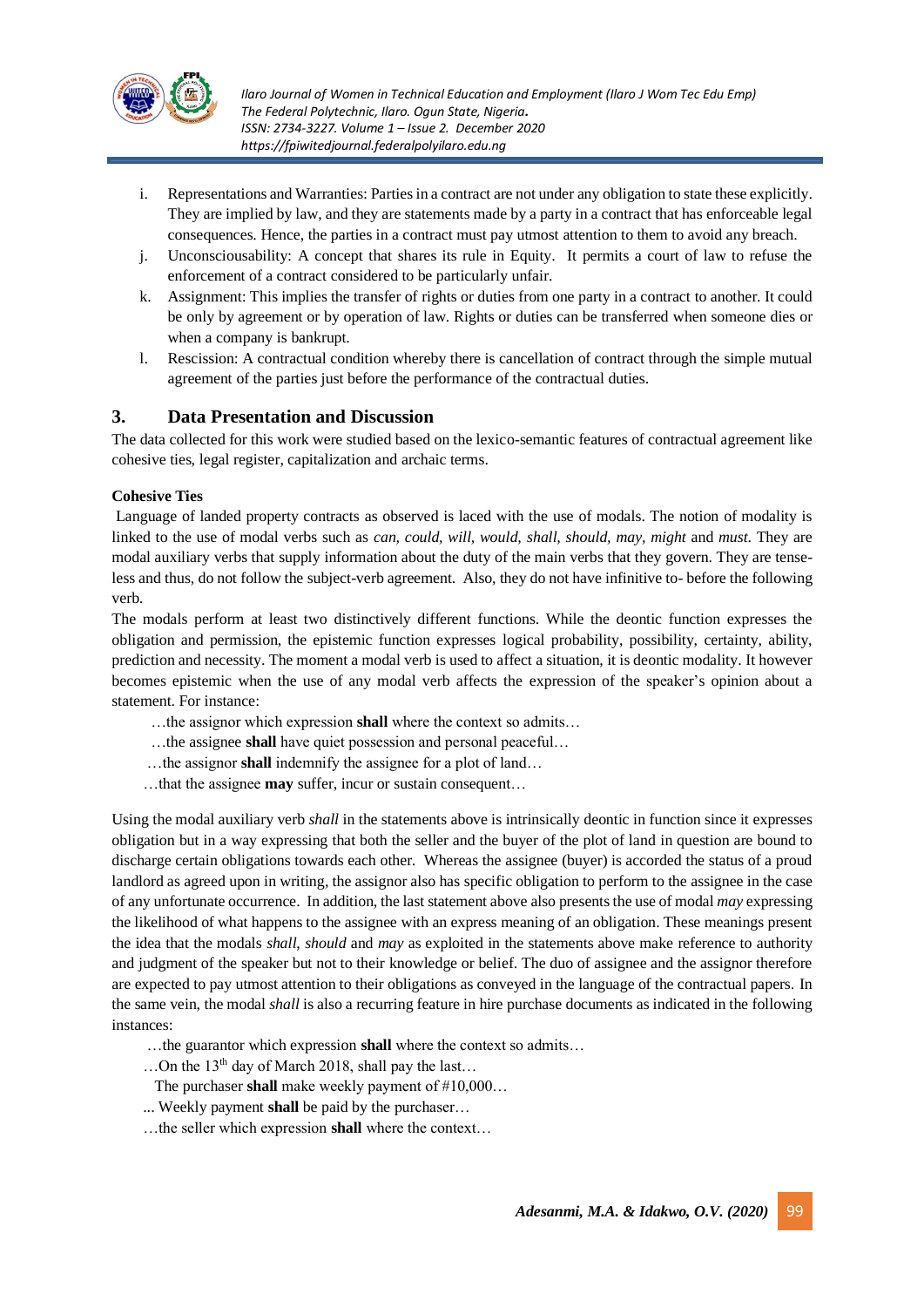i. Representations and Warranties: Parties in a contract are not under any obligation to state these explicitly. They are implied by law, and they are statements made by a party in a contract that has enforceable legal consequences. Hence, the parties in a contract must pay utmost attention to them to avoid any breach.

j. Unconsciousability: A concept that shares its rule in Equity. It permits a court of law to refuse the enforcement of a contract considered to be particularly unfair.

k. Assignment: This implies the transfer of rights or duties from one party in a contract to another. It could be only by agreement or by operation of law. Rights or duties can be transferred when someone dies or when a company is bankrupt.

l. Rescission: A contractual condition whereby there is cancellation of contract through the simple mutual agreement of the parties just before the performance of the contractual duties.

## 3. Data Presentation and Discussion

The data collected for this work were studied based on the lexico-semantic features of contractual agreement like cohesive ties, legal register, capitalization and archaic terms.

**Cohesive Ties**

Language of landed property contracts as observed is laced with the use of modals. The notion of modality is linked to the use of modal verbs such as *can, could, will, would, shall, should, may, might* and *must.* They are modal auxiliary verbs that supply information about the duty of the main verbs that they govern. They are tense-less and thus, do not follow the subject-verb agreement. Also, they do not have infinitive to- before the following verb.

The modals perform at least two distinctively different functions. While the deontic function expresses the obligation and permission, the epistemic function expresses logical probability, possibility, certainty, ability, prediction and necessity. The moment a modal verb is used to affect a situation, it is deontic modality. It however becomes epistemic when the use of any modal verb affects the expression of the speaker's opinion about a statement. For instance:

…the assignor which expression **shall** where the context so admits…

…the assignee **shall** have quiet possession and personal peaceful…

…the assignor **shall** indemnify the assignee for a plot of land…

…that the assignee **may** suffer, incur or sustain consequent…

Using the modal auxiliary verb *shall* in the statements above is intrinsically deontic in function since it expresses obligation but in a way expressing that both the seller and the buyer of the plot of land in question are bound to discharge certain obligations towards each other. Whereas the assignee (buyer) is accorded the status of a proud landlord as agreed upon in writing, the assignor also has specific obligation to perform to the assignee in the case of any unfortunate occurrence. In addition, the last statement above also presents the use of modal *may* expressing the likelihood of what happens to the assignee with an express meaning of an obligation. These meanings present the idea that the modals *shall*, *should* and *may* as exploited in the statements above make reference to authority and judgment of the speaker but not to their knowledge or belief. The duo of assignee and the assignor therefore are expected to pay utmost attention to their obligations as conveyed in the language of the contractual papers. In the same vein, the modal *shall* is also a recurring feature in hire purchase documents as indicated in the following instances:

…the guarantor which expression **shall** where the context so admits…

…On the 13th day of March 2018, shall pay the last…

The purchaser **shall** make weekly payment of #10,000…

... Weekly payment **shall** be paid by the purchaser…

…the seller which expression **shall** where the context…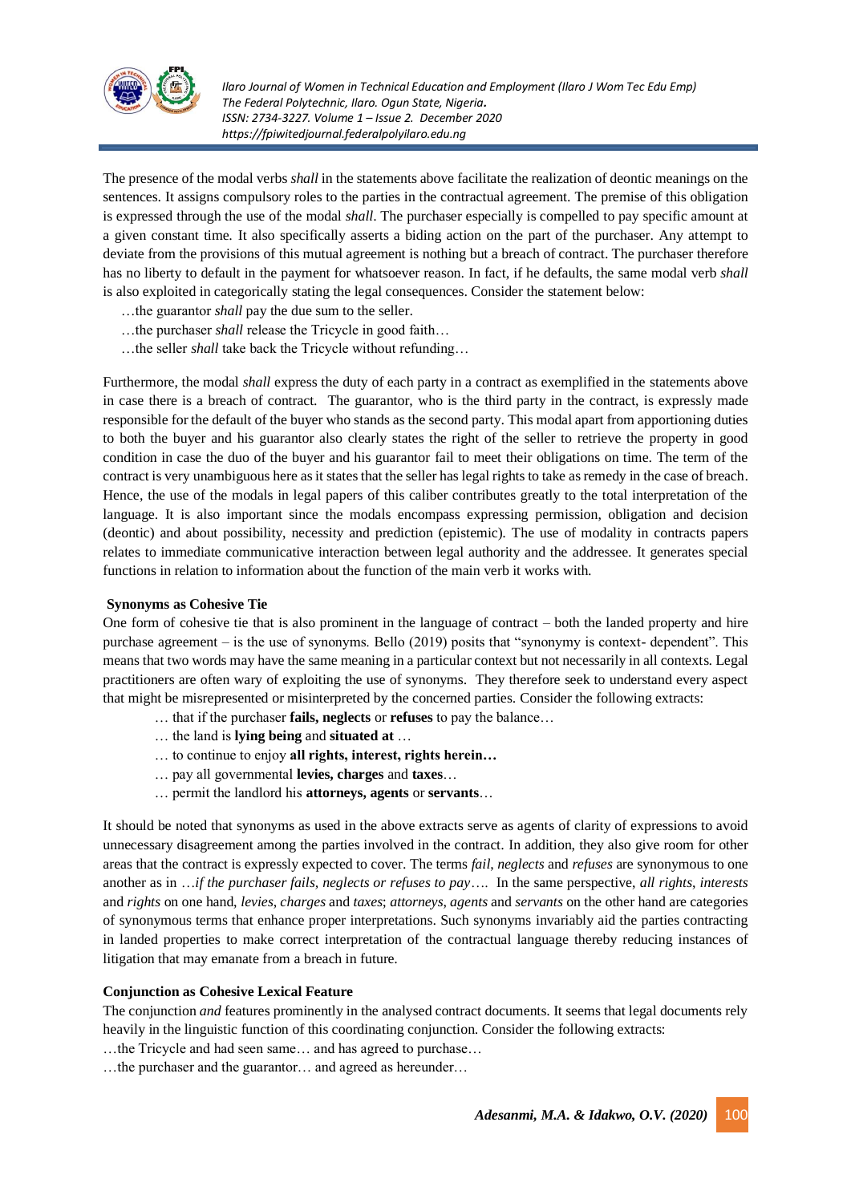The presence of the modal verbs *shall* in the statements above facilitate the realization of deontic meanings on the sentences. It assigns compulsory roles to the parties in the contractual agreement. The premise of this obligation is expressed through the use of the modal *shall*. The purchaser especially is compelled to pay specific amount at a given constant time. It also specifically asserts a biding action on the part of the purchaser. Any attempt to deviate from the provisions of this mutual agreement is nothing but a breach of contract. The purchaser therefore has no liberty to default in the payment for whatsoever reason. In fact, if he defaults, the same modal verb *shall* is also exploited in categorically stating the legal consequences. Consider the statement below:

…the guarantor *shall* pay the due sum to the seller.

…the purchaser *shall* release the Tricycle in good faith…

…the seller *shall* take back the Tricycle without refunding…

Furthermore, the modal *shall* express the duty of each party in a contract as exemplified in the statements above in case there is a breach of contract. The guarantor, who is the third party in the contract, is expressly made responsible for the default of the buyer who stands as the second party. This modal apart from apportioning duties to both the buyer and his guarantor also clearly states the right of the seller to retrieve the property in good condition in case the duo of the buyer and his guarantor fail to meet their obligations on time. The term of the contract is very unambiguous here as it states that the seller has legal rights to take as remedy in the case of breach. Hence, the use of the modals in legal papers of this caliber contributes greatly to the total interpretation of the language. It is also important since the modals encompass expressing permission, obligation and decision (deontic) and about possibility, necessity and prediction (epistemic). The use of modality in contracts papers relates to immediate communicative interaction between legal authority and the addressee. It generates special functions in relation to information about the function of the main verb it works with.

**Synonyms as Cohesive Tie**

One form of cohesive tie that is also prominent in the language of contract – both the landed property and hire purchase agreement – is the use of synonyms. Bello (2019) posits that "synonymy is context- dependent". This means that two words may have the same meaning in a particular context but not necessarily in all contexts. Legal practitioners are often wary of exploiting the use of synonyms. They therefore seek to understand every aspect that might be misrepresented or misinterpreted by the concerned parties. Consider the following extracts:

… that if the purchaser **fails, neglects** or **refuses** to pay the balance…

… the land is **lying being** and **situated at** …

… to continue to enjoy **all rights, interest, rights herein…**

… pay all governmental **levies, charges** and **taxes**…

… permit the landlord his **attorneys, agents** or **servants**…

It should be noted that synonyms as used in the above extracts serve as agents of clarity of expressions to avoid unnecessary disagreement among the parties involved in the contract. In addition, they also give room for other areas that the contract is expressly expected to cover. The terms *fail*, *neglects* and *refuses* are synonymous to one another as in …*if the purchaser fails, neglects or refuses to pay*…. In the same perspective, *all rights*, *interests* and *rights* on one hand, *levies, charges* and *taxes*; *attorneys*, *agents* and *servants* on the other hand are categories of synonymous terms that enhance proper interpretations. Such synonyms invariably aid the parties contracting in landed properties to make correct interpretation of the contractual language thereby reducing instances of litigation that may emanate from a breach in future.

**Conjunction as Cohesive Lexical Feature**

The conjunction *and* features prominently in the analysed contract documents. It seems that legal documents rely heavily in the linguistic function of this coordinating conjunction. Consider the following extracts:

…the Tricycle and had seen same… and has agreed to purchase…

…the purchaser and the guarantor… and agreed as hereunder…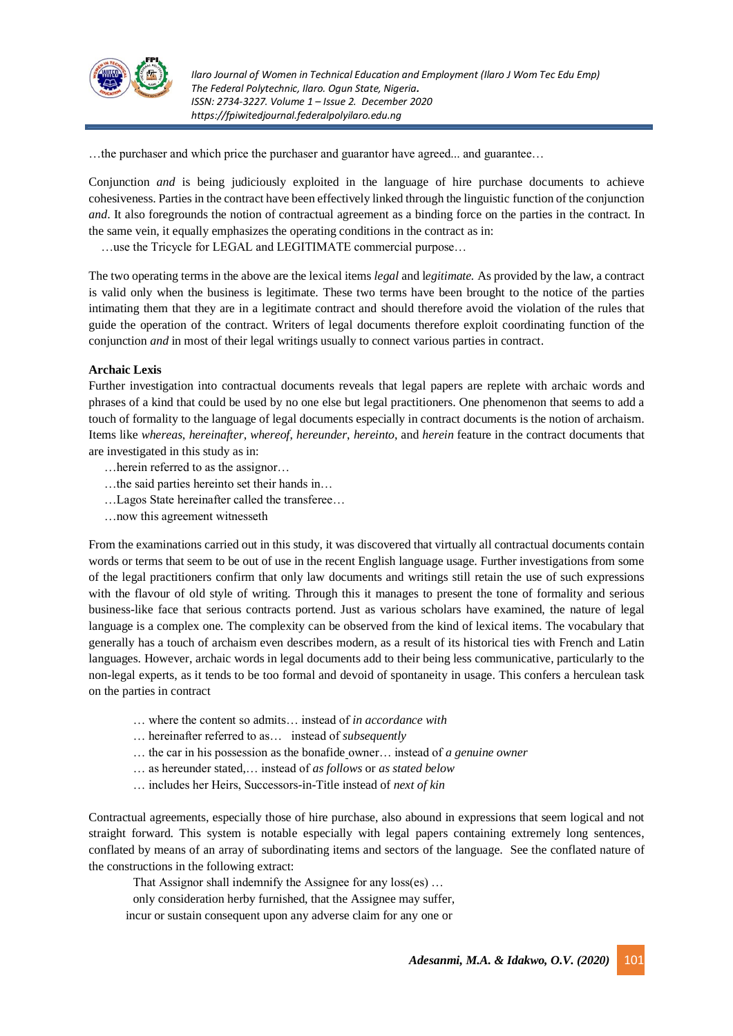…the purchaser and which price the purchaser and guarantor have agreed... and guarantee…

Conjunction *and* is being judiciously exploited in the language of hire purchase documents to achieve cohesiveness. Parties in the contract have been effectively linked through the linguistic function of the conjunction *and*. It also foregrounds the notion of contractual agreement as a binding force on the parties in the contract. In the same vein, it equally emphasizes the operating conditions in the contract as in:

…use the Tricycle for LEGAL and LEGITIMATE commercial purpose…

The two operating terms in the above are the lexical items *legal* and l*egitimate.* As provided by the law, a contract is valid only when the business is legitimate. These two terms have been brought to the notice of the parties intimating them that they are in a legitimate contract and should therefore avoid the violation of the rules that guide the operation of the contract. Writers of legal documents therefore exploit coordinating function of the conjunction *and* in most of their legal writings usually to connect various parties in contract.

**Archaic Lexis**

Further investigation into contractual documents reveals that legal papers are replete with archaic words and phrases of a kind that could be used by no one else but legal practitioners. One phenomenon that seems to add a touch of formality to the language of legal documents especially in contract documents is the notion of archaism. Items like *whereas*, *hereinafter*, *whereof*, *hereunder*, *hereinto*, and *herein* feature in the contract documents that are investigated in this study as in:

…herein referred to as the assignor…
…the said parties hereinto set their hands in…
…Lagos State hereinafter called the transferee…
…now this agreement witnesseth

From the examinations carried out in this study, it was discovered that virtually all contractual documents contain words or terms that seem to be out of use in the recent English language usage. Further investigations from some of the legal practitioners confirm that only law documents and writings still retain the use of such expressions with the flavour of old style of writing. Through this it manages to present the tone of formality and serious business-like face that serious contracts portend. Just as various scholars have examined, the nature of legal language is a complex one. The complexity can be observed from the kind of lexical items. The vocabulary that generally has a touch of archaism even describes modern, as a result of its historical ties with French and Latin languages. However, archaic words in legal documents add to their being less communicative, particularly to the non-legal experts, as it tends to be too formal and devoid of spontaneity in usage. This confers a herculean task on the parties in contract

… where the content so admits… instead of *in accordance with*
… hereinafter referred to as… instead of *subsequently*
… the car in his possession as the bonafide owner… instead of *a genuine owner*
… as hereunder stated,… instead of *as follows* or *as stated below*
… includes her Heirs, Successors-in-Title instead of *next of kin*

Contractual agreements, especially those of hire purchase, also abound in expressions that seem logical and not straight forward. This system is notable especially with legal papers containing extremely long sentences, conflated by means of an array of subordinating items and sectors of the language. See the conflated nature of the constructions in the following extract:

That Assignor shall indemnify the Assignee for any loss(es) …
only consideration herby furnished, that the Assignee may suffer,
incur or sustain consequent upon any adverse claim for any one or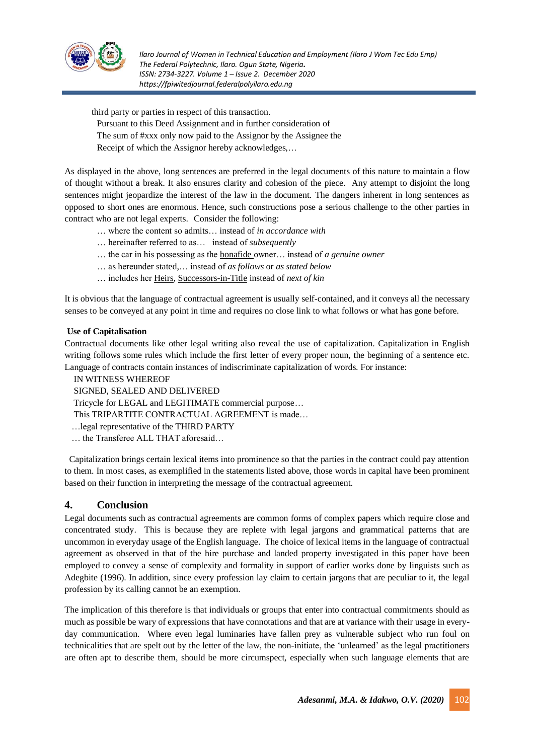third party or parties in respect of this transaction.

Pursuant to this Deed Assignment and in further consideration of
The sum of #xxx only now paid to the Assignor by the Assignee the
Receipt of which the Assignor hereby acknowledges,…

As displayed in the above, long sentences are preferred in the legal documents of this nature to maintain a flow of thought without a break. It also ensures clarity and cohesion of the piece. Any attempt to disjoint the long sentences might jeopardize the interest of the law in the document. The dangers inherent in long sentences as opposed to short ones are enormous. Hence, such constructions pose a serious challenge to the other parties in contract who are not legal experts. Consider the following:

… where the content so admits… instead of *in accordance with*
… hereinafter referred to as… instead of *subsequently*
… the car in his possessing as the <u>bonafide</u> owner… instead of *a genuine owner*
… as hereunder stated,… instead of *as follows* or *as stated below*
… includes her <u>Heirs</u>, <u>Successors-in-Title</u> instead of *next of kin*

It is obvious that the language of contractual agreement is usually self-contained, and it conveys all the necessary senses to be conveyed at any point in time and requires no close link to what follows or what has gone before.

**Use of Capitalisation**

Contractual documents like other legal writing also reveal the use of capitalization. Capitalization in English writing follows some rules which include the first letter of every proper noun, the beginning of a sentence etc. Language of contracts contain instances of indiscriminate capitalization of words. For instance:

IN WITNESS WHEREOF
SIGNED, SEALED AND DELIVERED
Tricycle for LEGAL and LEGITIMATE commercial purpose…
This TRIPARTITE CONTRACTUAL AGREEMENT is made…
…legal representative of the THIRD PARTY
… the Transferee ALL THAT aforesaid…

Capitalization brings certain lexical items into prominence so that the parties in the contract could pay attention to them. In most cases, as exemplified in the statements listed above, those words in capital have been prominent based on their function in interpreting the message of the contractual agreement.

## 4. Conclusion

Legal documents such as contractual agreements are common forms of complex papers which require close and concentrated study. This is because they are replete with legal jargons and grammatical patterns that are uncommon in everyday usage of the English language. The choice of lexical items in the language of contractual agreement as observed in that of the hire purchase and landed property investigated in this paper have been employed to convey a sense of complexity and formality in support of earlier works done by linguists such as Adegbite (1996). In addition, since every profession lay claim to certain jargons that are peculiar to it, the legal profession by its calling cannot be an exemption.

The implication of this therefore is that individuals or groups that enter into contractual commitments should as much as possible be wary of expressions that have connotations and that are at variance with their usage in every-day communication. Where even legal luminaries have fallen prey as vulnerable subject who run foul on technicalities that are spelt out by the letter of the law, the non-initiate, the 'unlearned' as the legal practitioners are often apt to describe them, should be more circumspect, especially when such language elements that are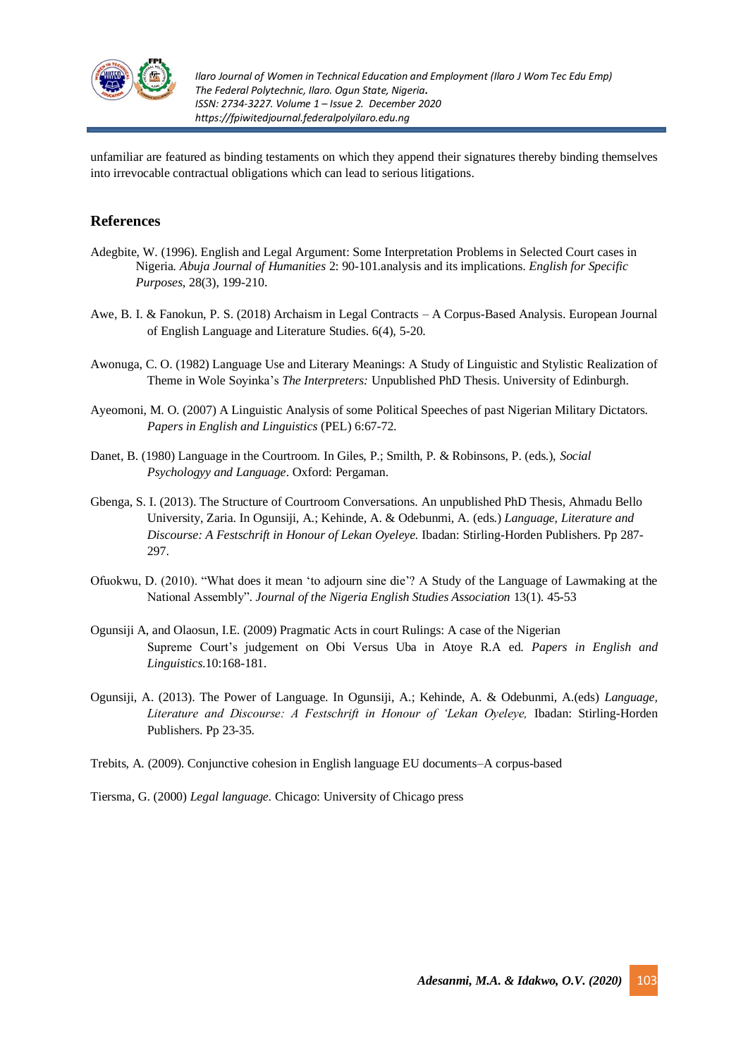unfamiliar are featured as binding testaments on which they append their signatures thereby binding themselves into irrevocable contractual obligations which can lead to serious litigations.

## References

Adegbite, W. (1996). English and Legal Argument: Some Interpretation Problems in Selected Court cases in Nigeria. *Abuja Journal of Humanities* 2: 90-101.analysis and its implications. *English for Specific Purposes*, 28(3), 199-210.

Awe, B. I. & Fanokun, P. S. (2018) Archaism in Legal Contracts – A Corpus-Based Analysis. European Journal of English Language and Literature Studies. 6(4), 5-20.

Awonuga, C. O. (1982) Language Use and Literary Meanings: A Study of Linguistic and Stylistic Realization of Theme in Wole Soyinka's *The Interpreters:* Unpublished PhD Thesis. University of Edinburgh.

Ayeomoni, M. O. (2007) A Linguistic Analysis of some Political Speeches of past Nigerian Military Dictators. *Papers in English and Linguistics* (PEL) 6:67-72.

Danet, B. (1980) Language in the Courtroom. In Giles, P.; Smilth, P. & Robinsons, P. (eds.), *Social Psychologyy and Language*. Oxford: Pergaman.

Gbenga, S. I. (2013). The Structure of Courtroom Conversations. An unpublished PhD Thesis, Ahmadu Bello University, Zaria. In Ogunsiji, A.; Kehinde, A. & Odebunmi, A. (eds.) *Language, Literature and Discourse: A Festschrift in Honour of Lekan Oyeleye.* Ibadan: Stirling-Horden Publishers. Pp 287-297.

Ofuokwu, D. (2010). "What does it mean 'to adjourn sine die'? A Study of the Language of Lawmaking at the National Assembly". *Journal of the Nigeria English Studies Association* 13(1). 45-53

Ogunsiji A, and Olaosun, I.E. (2009) Pragmatic Acts in court Rulings: A case of the Nigerian Supreme Court's judgement on Obi Versus Uba in Atoye R.A ed. *Papers in English and Linguistics.*10:168-181.

Ogunsiji, A. (2013). The Power of Language. In Ogunsiji, A.; Kehinde, A. & Odebunmi, A.(eds) *Language, Literature and Discourse: A Festschrift in Honour of 'Lekan Oyeleye,* Ibadan: Stirling-Horden Publishers. Pp 23-35.

Trebits, A. (2009). Conjunctive cohesion in English language EU documents–A corpus-based

Tiersma, G. (2000) *Legal language.* Chicago: University of Chicago press